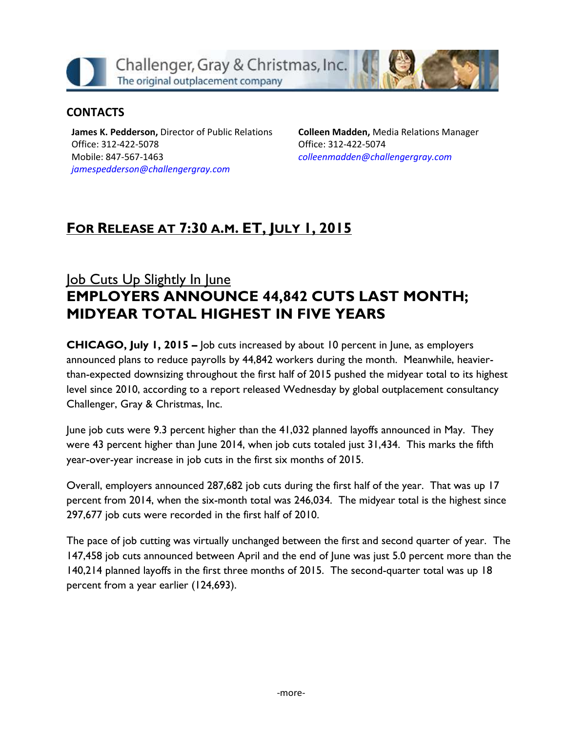Challenger, Gray & Christmas, Inc.
The original outplacement company

## CONTACTS

**James K. Pedderson,** Director of Public Relations
Office: 312-422-5078
Mobile: 847-567-1463
*jamespedderson@challengergray.com*

**Colleen Madden,** Media Relations Manager
Office: 312-422-5074
*colleenmadden@challengergray.com*

## FOR RELEASE AT 7:30 A.M. ET, JULY 1, 2015

### Job Cuts Up Slightly In June

# EMPLOYERS ANNOUNCE 44,842 CUTS LAST MONTH; MIDYEAR TOTAL HIGHEST IN FIVE YEARS

**CHICAGO, July 1, 2015 –** Job cuts increased by about 10 percent in June, as employers announced plans to reduce payrolls by 44,842 workers during the month. Meanwhile, heavier-than-expected downsizing throughout the first half of 2015 pushed the midyear total to its highest level since 2010, according to a report released Wednesday by global outplacement consultancy Challenger, Gray & Christmas, Inc.

June job cuts were 9.3 percent higher than the 41,032 planned layoffs announced in May. They were 43 percent higher than June 2014, when job cuts totaled just 31,434. This marks the fifth year-over-year increase in job cuts in the first six months of 2015.

Overall, employers announced 287,682 job cuts during the first half of the year. That was up 17 percent from 2014, when the six-month total was 246,034. The midyear total is the highest since 297,677 job cuts were recorded in the first half of 2010.

The pace of job cutting was virtually unchanged between the first and second quarter of year. The 147,458 job cuts announced between April and the end of June was just 5.0 percent more than the 140,214 planned layoffs in the first three months of 2015. The second-quarter total was up 18 percent from a year earlier (124,693).

-more-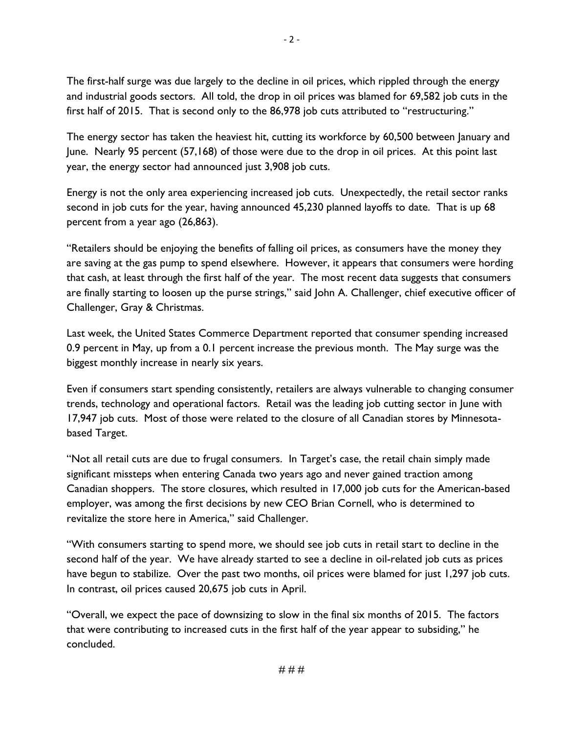The first-half surge was due largely to the decline in oil prices, which rippled through the energy and industrial goods sectors. All told, the drop in oil prices was blamed for 69,582 job cuts in the first half of 2015. That is second only to the 86,978 job cuts attributed to "restructuring."

The energy sector has taken the heaviest hit, cutting its workforce by 60,500 between January and June. Nearly 95 percent (57,168) of those were due to the drop in oil prices. At this point last year, the energy sector had announced just 3,908 job cuts.

Energy is not the only area experiencing increased job cuts. Unexpectedly, the retail sector ranks second in job cuts for the year, having announced 45,230 planned layoffs to date. That is up 68 percent from a year ago (26,863).

"Retailers should be enjoying the benefits of falling oil prices, as consumers have the money they are saving at the gas pump to spend elsewhere. However, it appears that consumers were hording that cash, at least through the first half of the year. The most recent data suggests that consumers are finally starting to loosen up the purse strings," said John A. Challenger, chief executive officer of Challenger, Gray & Christmas.

Last week, the United States Commerce Department reported that consumer spending increased 0.9 percent in May, up from a 0.1 percent increase the previous month. The May surge was the biggest monthly increase in nearly six years.

Even if consumers start spending consistently, retailers are always vulnerable to changing consumer trends, technology and operational factors. Retail was the leading job cutting sector in June with 17,947 job cuts. Most of those were related to the closure of all Canadian stores by Minnesota-based Target.

"Not all retail cuts are due to frugal consumers. In Target's case, the retail chain simply made significant missteps when entering Canada two years ago and never gained traction among Canadian shoppers. The store closures, which resulted in 17,000 job cuts for the American-based employer, was among the first decisions by new CEO Brian Cornell, who is determined to revitalize the store here in America," said Challenger.

"With consumers starting to spend more, we should see job cuts in retail start to decline in the second half of the year. We have already started to see a decline in oil-related job cuts as prices have begun to stabilize. Over the past two months, oil prices were blamed for just 1,297 job cuts. In contrast, oil prices caused 20,675 job cuts in April.

"Overall, we expect the pace of downsizing to slow in the final six months of 2015. The factors that were contributing to increased cuts in the first half of the year appear to subsiding," he concluded.

# # #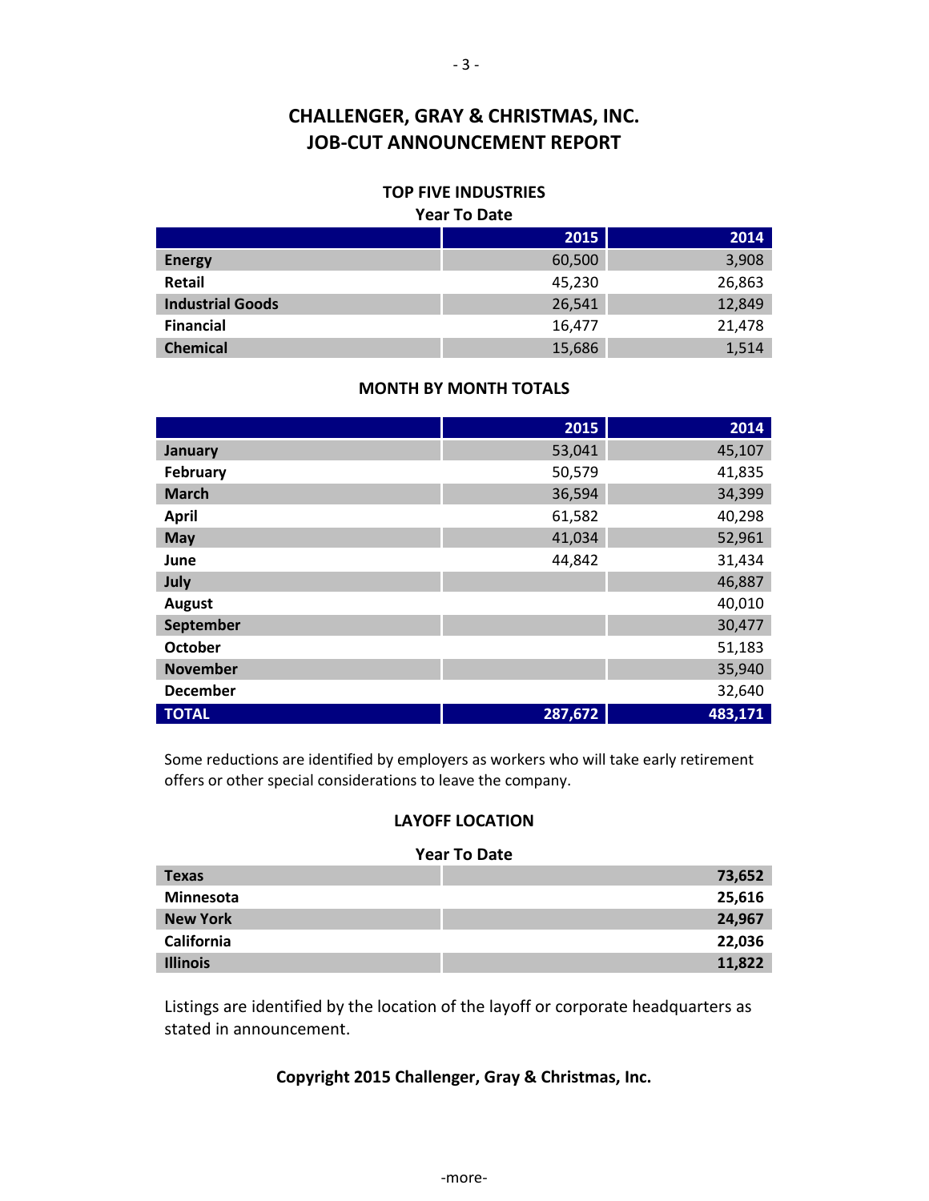# CHALLENGER, GRAY & CHRISTMAS, INC.
# JOB-CUT ANNOUNCEMENT REPORT

### TOP FIVE INDUSTRIES
**Year To Date**

| | 2015 | 2014 |
|---|---|---|
| **Energy** | 60,500 | 3,908 |
| **Retail** | 45,230 | 26,863 |
| **Industrial Goods** | 26,541 | 12,849 |
| **Financial** | 16,477 | 21,478 |
| **Chemical** | 15,686 | 1,514 |

### MONTH BY MONTH TOTALS

| | 2015 | 2014 |
|---|---|---|
| **January** | 53,041 | 45,107 |
| **February** | 50,579 | 41,835 |
| **March** | 36,594 | 34,399 |
| **April** | 61,582 | 40,298 |
| **May** | 41,034 | 52,961 |
| **June** | 44,842 | 31,434 |
| **July** | | 46,887 |
| **August** | | 40,010 |
| **September** | | 30,477 |
| **October** | | 51,183 |
| **November** | | 35,940 |
| **December** | | 32,640 |
| **TOTAL** | **287,672** | **483,171** |

Some reductions are identified by employers as workers who will take early retirement offers or other special considerations to leave the company.

### LAYOFF LOCATION
**Year To Date**

| | |
|---|---|
| **Texas** | **73,652** |
| **Minnesota** | **25,616** |
| **New York** | **24,967** |
| **California** | **22,036** |
| **Illinois** | **11,822** |

Listings are identified by the location of the layoff or corporate headquarters as stated in announcement.

**Copyright 2015 Challenger, Gray & Christmas, Inc.**

-more-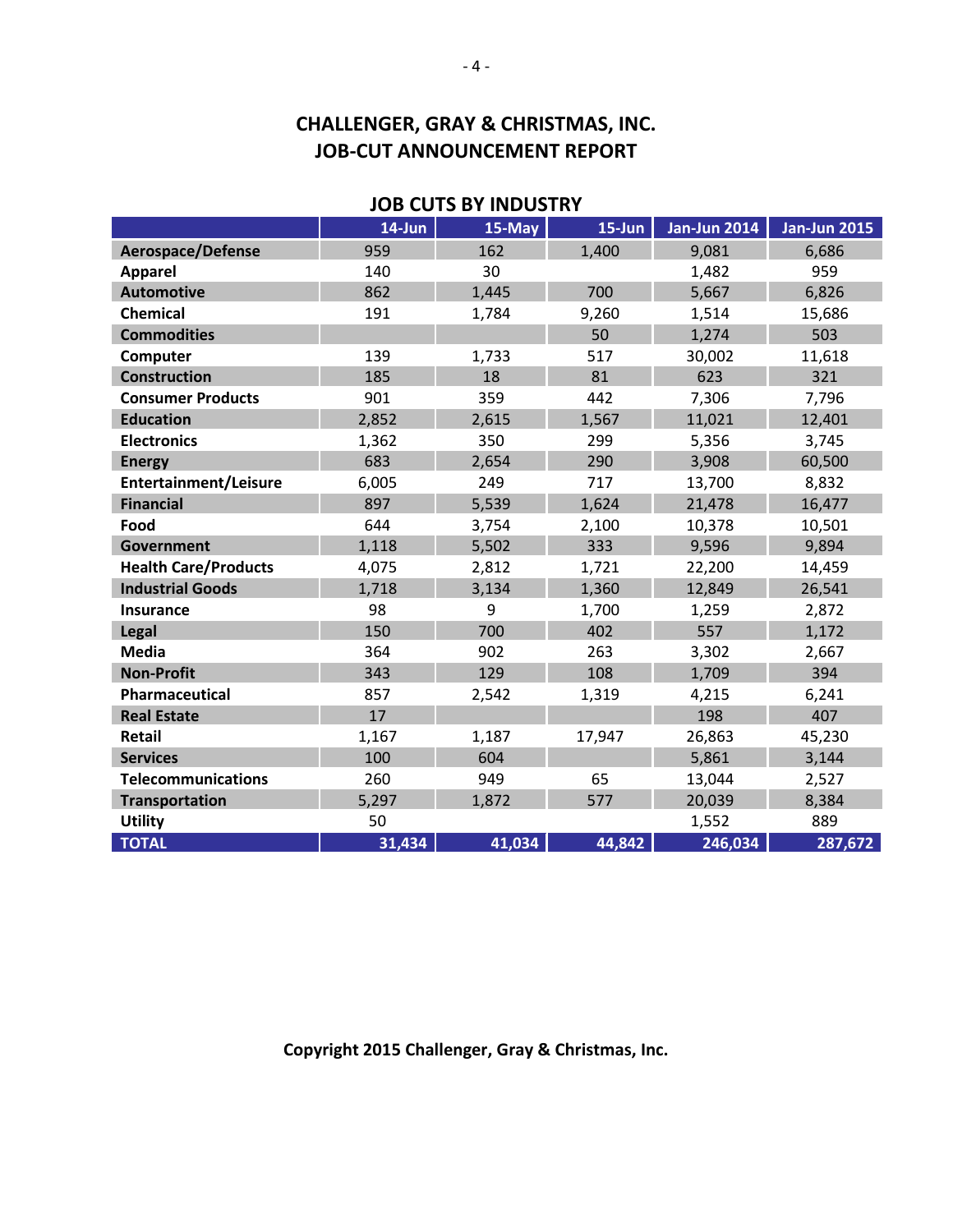# CHALLENGER, GRAY & CHRISTMAS, INC.
# JOB-CUT ANNOUNCEMENT REPORT

## JOB CUTS BY INDUSTRY

| | 14-Jun | 15-May | 15-Jun | Jan-Jun 2014 | Jan-Jun 2015 |
|---|---|---|---|---|---|
| **Aerospace/Defense** | 959 | 162 | 1,400 | 9,081 | 6,686 |
| **Apparel** | 140 | 30 | | 1,482 | 959 |
| **Automotive** | 862 | 1,445 | 700 | 5,667 | 6,826 |
| **Chemical** | 191 | 1,784 | 9,260 | 1,514 | 15,686 |
| **Commodities** | | | 50 | 1,274 | 503 |
| **Computer** | 139 | 1,733 | 517 | 30,002 | 11,618 |
| **Construction** | 185 | 18 | 81 | 623 | 321 |
| **Consumer Products** | 901 | 359 | 442 | 7,306 | 7,796 |
| **Education** | 2,852 | 2,615 | 1,567 | 11,021 | 12,401 |
| **Electronics** | 1,362 | 350 | 299 | 5,356 | 3,745 |
| **Energy** | 683 | 2,654 | 290 | 3,908 | 60,500 |
| **Entertainment/Leisure** | 6,005 | 249 | 717 | 13,700 | 8,832 |
| **Financial** | 897 | 5,539 | 1,624 | 21,478 | 16,477 |
| **Food** | 644 | 3,754 | 2,100 | 10,378 | 10,501 |
| **Government** | 1,118 | 5,502 | 333 | 9,596 | 9,894 |
| **Health Care/Products** | 4,075 | 2,812 | 1,721 | 22,200 | 14,459 |
| **Industrial Goods** | 1,718 | 3,134 | 1,360 | 12,849 | 26,541 |
| **Insurance** | 98 | 9 | 1,700 | 1,259 | 2,872 |
| **Legal** | 150 | 700 | 402 | 557 | 1,172 |
| **Media** | 364 | 902 | 263 | 3,302 | 2,667 |
| **Non-Profit** | 343 | 129 | 108 | 1,709 | 394 |
| **Pharmaceutical** | 857 | 2,542 | 1,319 | 4,215 | 6,241 |
| **Real Estate** | 17 | | | 198 | 407 |
| **Retail** | 1,167 | 1,187 | 17,947 | 26,863 | 45,230 |
| **Services** | 100 | 604 | | 5,861 | 3,144 |
| **Telecommunications** | 260 | 949 | 65 | 13,044 | 2,527 |
| **Transportation** | 5,297 | 1,872 | 577 | 20,039 | 8,384 |
| **Utility** | 50 | | | 1,552 | 889 |
| **TOTAL** | **31,434** | **41,034** | **44,842** | **246,034** | **287,672** |

**Copyright 2015 Challenger, Gray & Christmas, Inc.**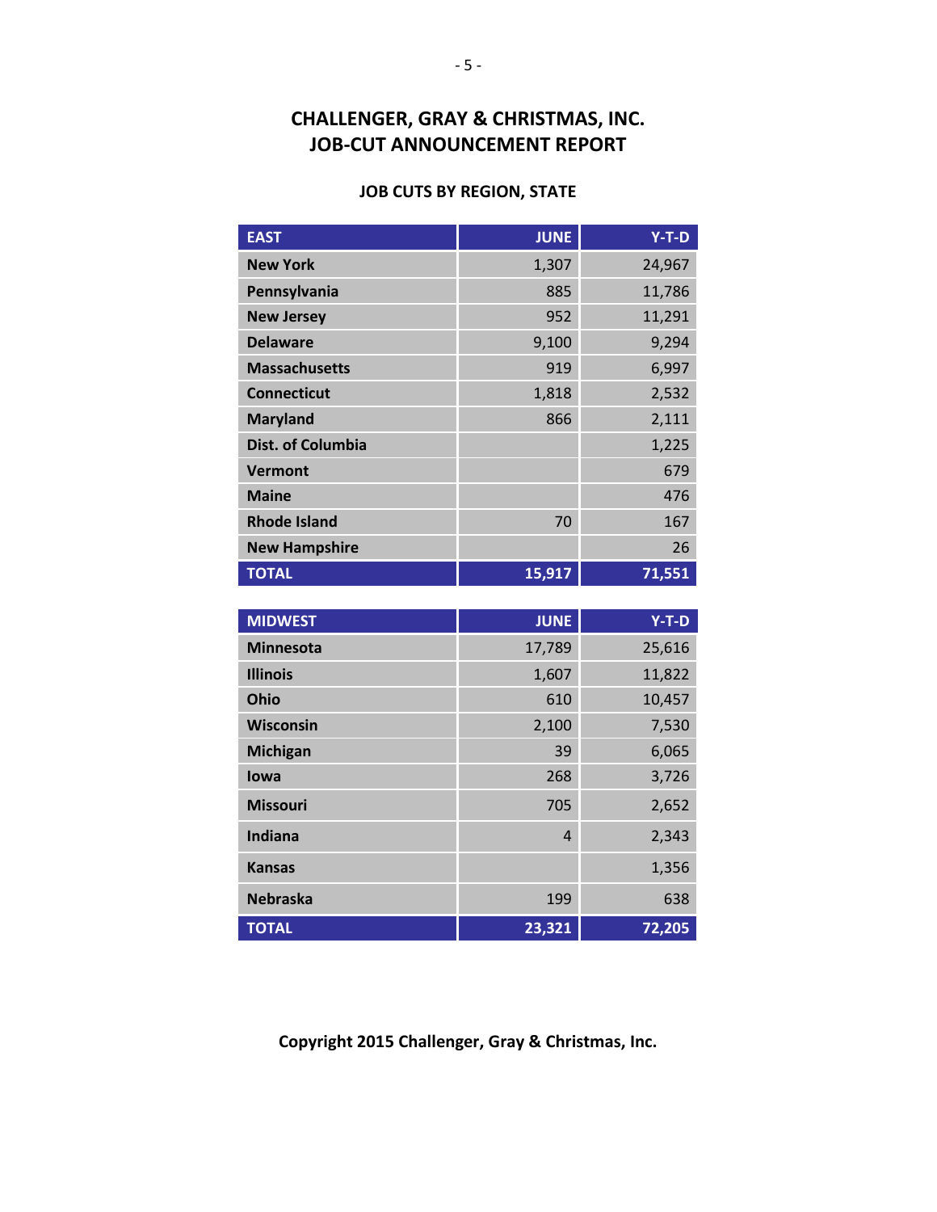## CHALLENGER, GRAY & CHRISTMAS, INC.
## JOB-CUT ANNOUNCEMENT REPORT

### JOB CUTS BY REGION, STATE

| EAST | JUNE | Y-T-D |
|---|---:|---:|
| New York | 1,307 | 24,967 |
| Pennsylvania | 885 | 11,786 |
| New Jersey | 952 | 11,291 |
| Delaware | 9,100 | 9,294 |
| Massachusetts | 919 | 6,997 |
| Connecticut | 1,818 | 2,532 |
| Maryland | 866 | 2,111 |
| Dist. of Columbia | | 1,225 |
| Vermont | | 679 |
| Maine | | 476 |
| Rhode Island | 70 | 167 |
| New Hampshire | | 26 |
| **TOTAL** | **15,917** | **71,551** |

| MIDWEST | JUNE | Y-T-D |
|---|---:|---:|
| Minnesota | 17,789 | 25,616 |
| Illinois | 1,607 | 11,822 |
| Ohio | 610 | 10,457 |
| Wisconsin | 2,100 | 7,530 |
| Michigan | 39 | 6,065 |
| Iowa | 268 | 3,726 |
| Missouri | 705 | 2,652 |
| Indiana | 4 | 2,343 |
| Kansas | | 1,356 |
| Nebraska | 199 | 638 |
| **TOTAL** | **23,321** | **72,205** |

**Copyright 2015 Challenger, Gray & Christmas, Inc.**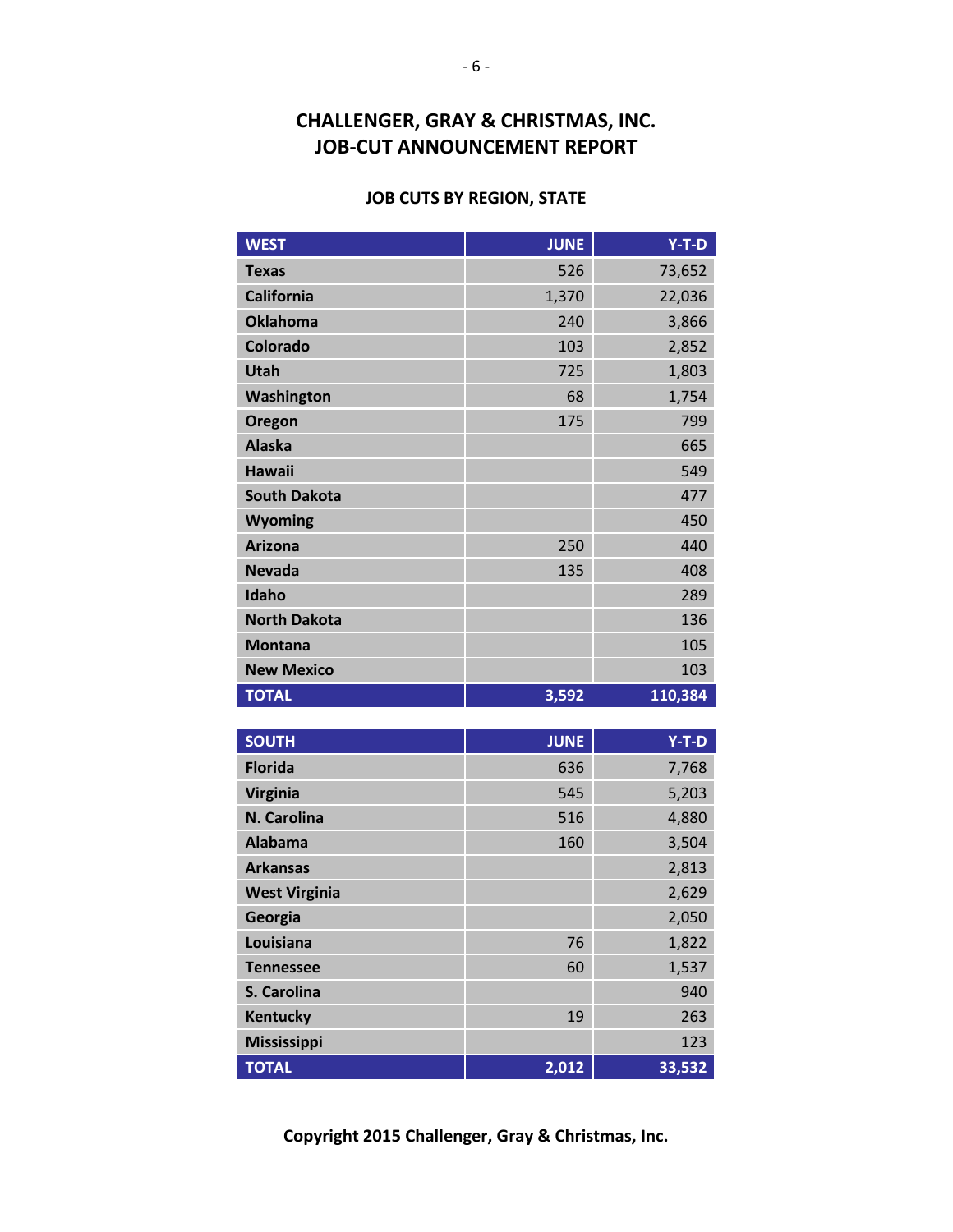# CHALLENGER, GRAY & CHRISTMAS, INC.
# JOB-CUT ANNOUNCEMENT REPORT

### JOB CUTS BY REGION, STATE

| WEST | JUNE | Y-T-D |
|---|---:|---:|
| Texas | 526 | 73,652 |
| California | 1,370 | 22,036 |
| Oklahoma | 240 | 3,866 |
| Colorado | 103 | 2,852 |
| Utah | 725 | 1,803 |
| Washington | 68 | 1,754 |
| Oregon | 175 | 799 |
| Alaska | | 665 |
| Hawaii | | 549 |
| South Dakota | | 477 |
| Wyoming | | 450 |
| Arizona | 250 | 440 |
| Nevada | 135 | 408 |
| Idaho | | 289 |
| North Dakota | | 136 |
| Montana | | 105 |
| New Mexico | | 103 |
| **TOTAL** | **3,592** | **110,384** |

| SOUTH | JUNE | Y-T-D |
|---|---:|---:|
| Florida | 636 | 7,768 |
| Virginia | 545 | 5,203 |
| N. Carolina | 516 | 4,880 |
| Alabama | 160 | 3,504 |
| Arkansas | | 2,813 |
| West Virginia | | 2,629 |
| Georgia | | 2,050 |
| Louisiana | 76 | 1,822 |
| Tennessee | 60 | 1,537 |
| S. Carolina | | 940 |
| Kentucky | 19 | 263 |
| Mississippi | | 123 |
| **TOTAL** | **2,012** | **33,532** |

**Copyright 2015 Challenger, Gray & Christmas, Inc.**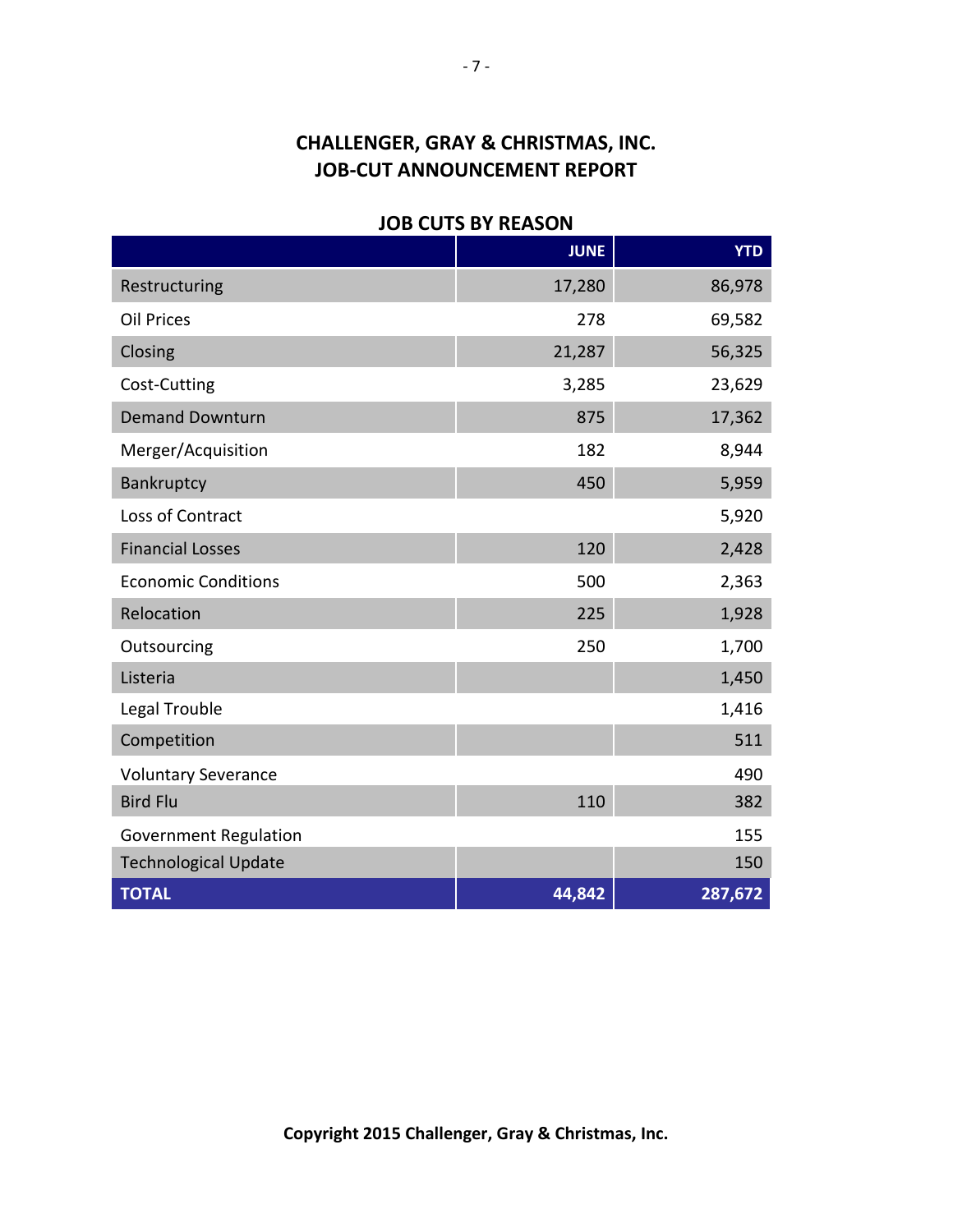# CHALLENGER, GRAY & CHRISTMAS, INC.
# JOB-CUT ANNOUNCEMENT REPORT

## JOB CUTS BY REASON

| | JUNE | YTD |
|---|---|---|
| Restructuring | 17,280 | 86,978 |
| Oil Prices | 278 | 69,582 |
| Closing | 21,287 | 56,325 |
| Cost-Cutting | 3,285 | 23,629 |
| Demand Downturn | 875 | 17,362 |
| Merger/Acquisition | 182 | 8,944 |
| Bankruptcy | 450 | 5,959 |
| Loss of Contract | | 5,920 |
| Financial Losses | 120 | 2,428 |
| Economic Conditions | 500 | 2,363 |
| Relocation | 225 | 1,928 |
| Outsourcing | 250 | 1,700 |
| Listeria | | 1,450 |
| Legal Trouble | | 1,416 |
| Competition | | 511 |
| Voluntary Severance | | 490 |
| Bird Flu | 110 | 382 |
| Government Regulation | | 155 |
| Technological Update | | 150 |
| **TOTAL** | **44,842** | **287,672** |

**Copyright 2015 Challenger, Gray & Christmas, Inc.**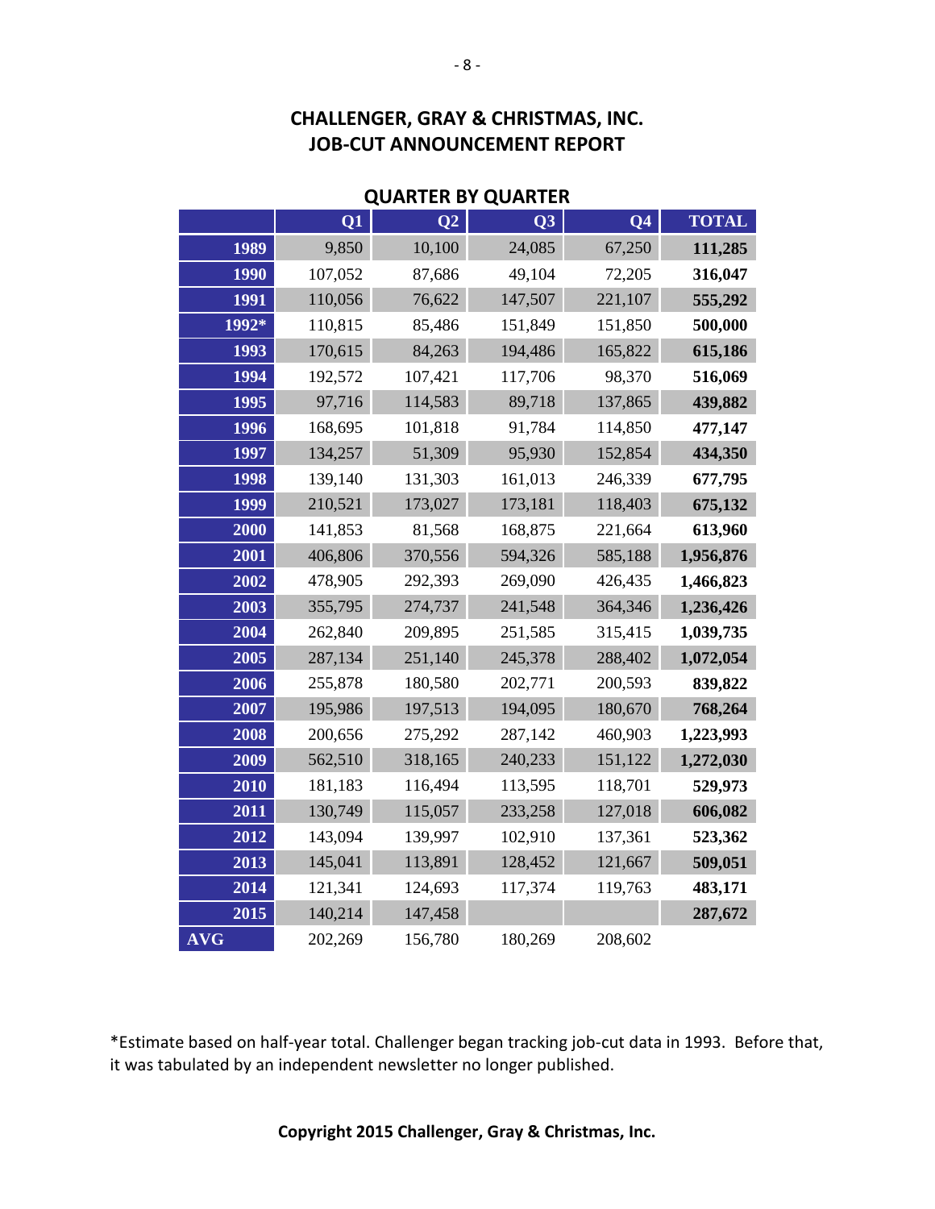## CHALLENGER, GRAY & CHRISTMAS, INC.
## JOB-CUT ANNOUNCEMENT REPORT

### QUARTER BY QUARTER

| | Q1 | Q2 | Q3 | Q4 | TOTAL |
|---|---|---|---|---|---|
| 1989 | 9,850 | 10,100 | 24,085 | 67,250 | **111,285** |
| 1990 | 107,052 | 87,686 | 49,104 | 72,205 | **316,047** |
| 1991 | 110,056 | 76,622 | 147,507 | 221,107 | **555,292** |
| 1992* | 110,815 | 85,486 | 151,849 | 151,850 | **500,000** |
| 1993 | 170,615 | 84,263 | 194,486 | 165,822 | **615,186** |
| 1994 | 192,572 | 107,421 | 117,706 | 98,370 | **516,069** |
| 1995 | 97,716 | 114,583 | 89,718 | 137,865 | **439,882** |
| 1996 | 168,695 | 101,818 | 91,784 | 114,850 | **477,147** |
| 1997 | 134,257 | 51,309 | 95,930 | 152,854 | **434,350** |
| 1998 | 139,140 | 131,303 | 161,013 | 246,339 | **677,795** |
| 1999 | 210,521 | 173,027 | 173,181 | 118,403 | **675,132** |
| 2000 | 141,853 | 81,568 | 168,875 | 221,664 | **613,960** |
| 2001 | 406,806 | 370,556 | 594,326 | 585,188 | **1,956,876** |
| 2002 | 478,905 | 292,393 | 269,090 | 426,435 | **1,466,823** |
| 2003 | 355,795 | 274,737 | 241,548 | 364,346 | **1,236,426** |
| 2004 | 262,840 | 209,895 | 251,585 | 315,415 | **1,039,735** |
| 2005 | 287,134 | 251,140 | 245,378 | 288,402 | **1,072,054** |
| 2006 | 255,878 | 180,580 | 202,771 | 200,593 | **839,822** |
| 2007 | 195,986 | 197,513 | 194,095 | 180,670 | **768,264** |
| 2008 | 200,656 | 275,292 | 287,142 | 460,903 | **1,223,993** |
| 2009 | 562,510 | 318,165 | 240,233 | 151,122 | **1,272,030** |
| 2010 | 181,183 | 116,494 | 113,595 | 118,701 | **529,973** |
| 2011 | 130,749 | 115,057 | 233,258 | 127,018 | **606,082** |
| 2012 | 143,094 | 139,997 | 102,910 | 137,361 | **523,362** |
| 2013 | 145,041 | 113,891 | 128,452 | 121,667 | **509,051** |
| 2014 | 121,341 | 124,693 | 117,374 | 119,763 | **483,171** |
| 2015 | 140,214 | 147,458 | | | **287,672** |
| AVG | 202,269 | 156,780 | 180,269 | 208,602 | |

*Estimate based on half-year total. Challenger began tracking job-cut data in 1993. Before that, it was tabulated by an independent newsletter no longer published.

**Copyright 2015 Challenger, Gray & Christmas, Inc.**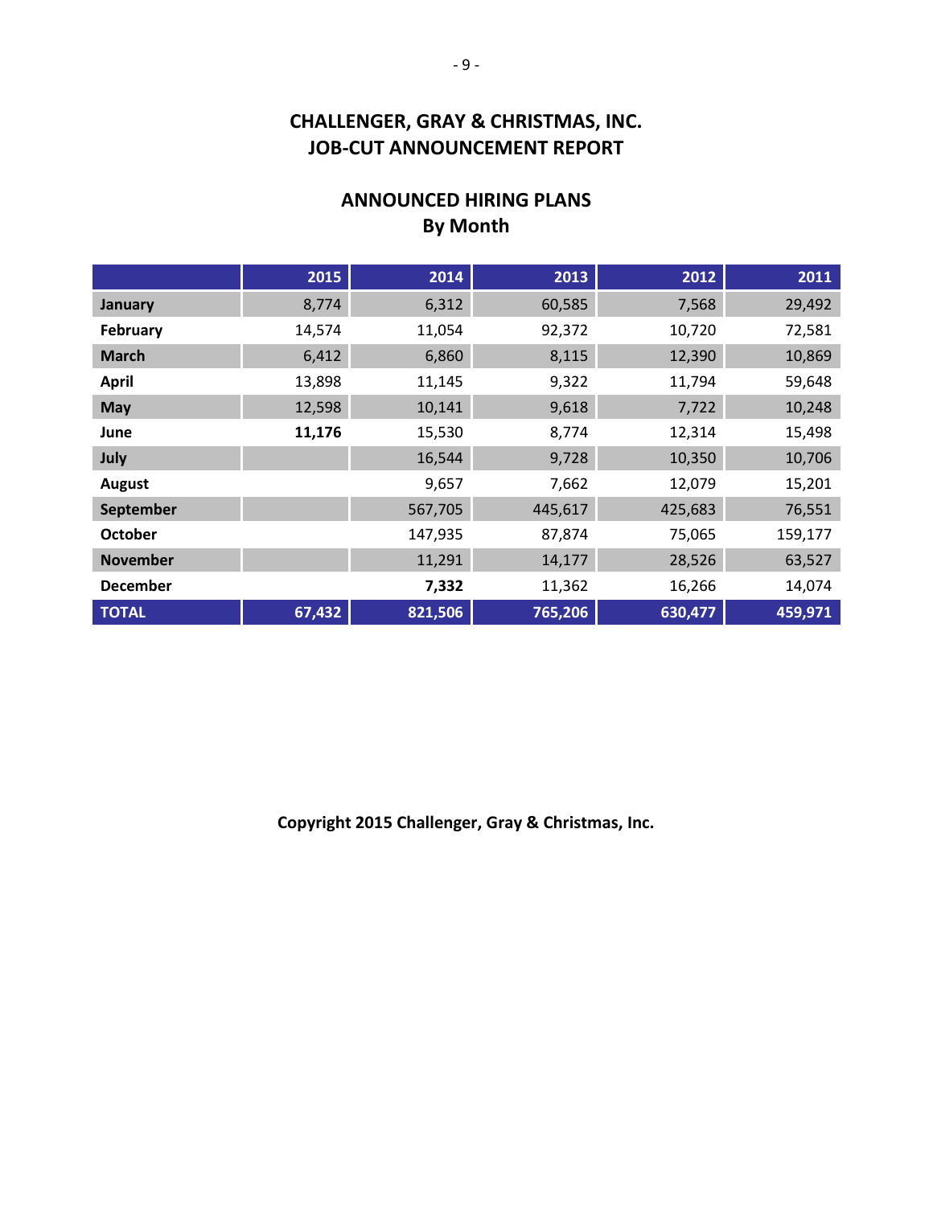# CHALLENGER, GRAY & CHRISTMAS, INC.
# JOB-CUT ANNOUNCEMENT REPORT

## ANNOUNCED HIRING PLANS
## By Month

| | 2015 | 2014 | 2013 | 2012 | 2011 |
|---|---|---|---|---|---|
| **January** | 8,774 | 6,312 | 60,585 | 7,568 | 29,492 |
| **February** | 14,574 | 11,054 | 92,372 | 10,720 | 72,581 |
| **March** | 6,412 | 6,860 | 8,115 | 12,390 | 10,869 |
| **April** | 13,898 | 11,145 | 9,322 | 11,794 | 59,648 |
| **May** | 12,598 | 10,141 | 9,618 | 7,722 | 10,248 |
| **June** | **11,176** | 15,530 | 8,774 | 12,314 | 15,498 |
| **July** | | 16,544 | 9,728 | 10,350 | 10,706 |
| **August** | | 9,657 | 7,662 | 12,079 | 15,201 |
| **September** | | 567,705 | 445,617 | 425,683 | 76,551 |
| **October** | | 147,935 | 87,874 | 75,065 | 159,177 |
| **November** | | 11,291 | 14,177 | 28,526 | 63,527 |
| **December** | | **7,332** | 11,362 | 16,266 | 14,074 |
| **TOTAL** | **67,432** | **821,506** | **765,206** | **630,477** | **459,971** |

**Copyright 2015 Challenger, Gray & Christmas, Inc.**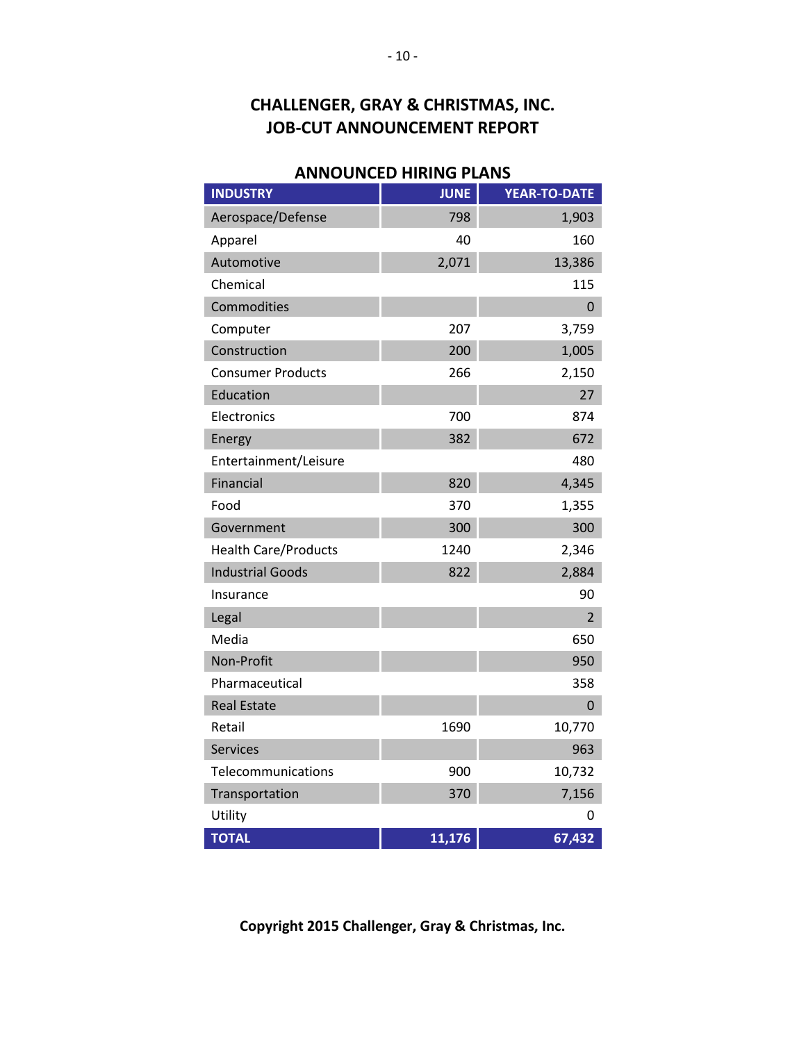# CHALLENGER, GRAY & CHRISTMAS, INC.
# JOB-CUT ANNOUNCEMENT REPORT

## ANNOUNCED HIRING PLANS

| INDUSTRY | JUNE | YEAR-TO-DATE |
|---|---|---|
| Aerospace/Defense | 798 | 1,903 |
| Apparel | 40 | 160 |
| Automotive | 2,071 | 13,386 |
| Chemical | | 115 |
| Commodities | | 0 |
| Computer | 207 | 3,759 |
| Construction | 200 | 1,005 |
| Consumer Products | 266 | 2,150 |
| Education | | 27 |
| Electronics | 700 | 874 |
| Energy | 382 | 672 |
| Entertainment/Leisure | | 480 |
| Financial | 820 | 4,345 |
| Food | 370 | 1,355 |
| Government | 300 | 300 |
| Health Care/Products | 1240 | 2,346 |
| Industrial Goods | 822 | 2,884 |
| Insurance | | 90 |
| Legal | | 2 |
| Media | | 650 |
| Non-Profit | | 950 |
| Pharmaceutical | | 358 |
| Real Estate | | 0 |
| Retail | 1690 | 10,770 |
| Services | | 963 |
| Telecommunications | 900 | 10,732 |
| Transportation | 370 | 7,156 |
| Utility | | 0 |
| **TOTAL** | **11,176** | **67,432** |

**Copyright 2015 Challenger, Gray & Christmas, Inc.**